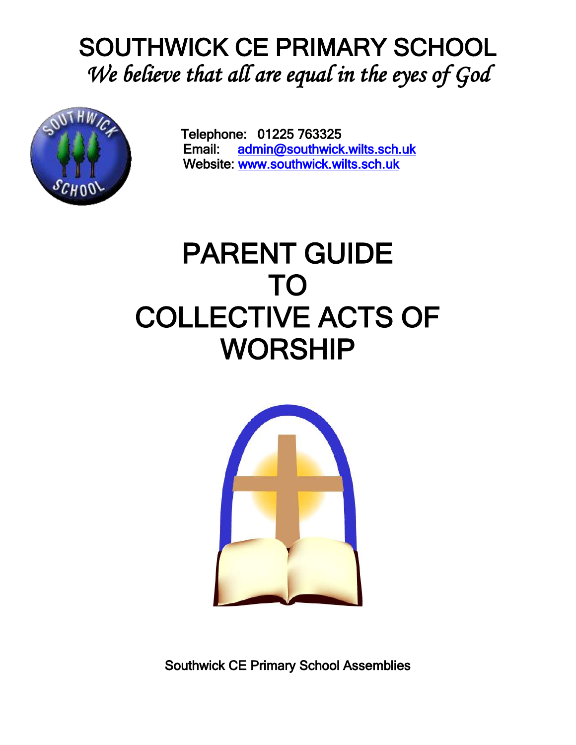# SOUTHWICK CE PRIMARY SCHOOL

*We believe that all are equal in the eyes of God*

Telephone: 01225 763325
Email: admin@southwick.wilts.sch.uk
Website: www.southwick.wilts.sch.uk

# PARENT GUIDE TO COLLECTIVE ACTS OF WORSHIP

Southwick CE Primary School Assemblies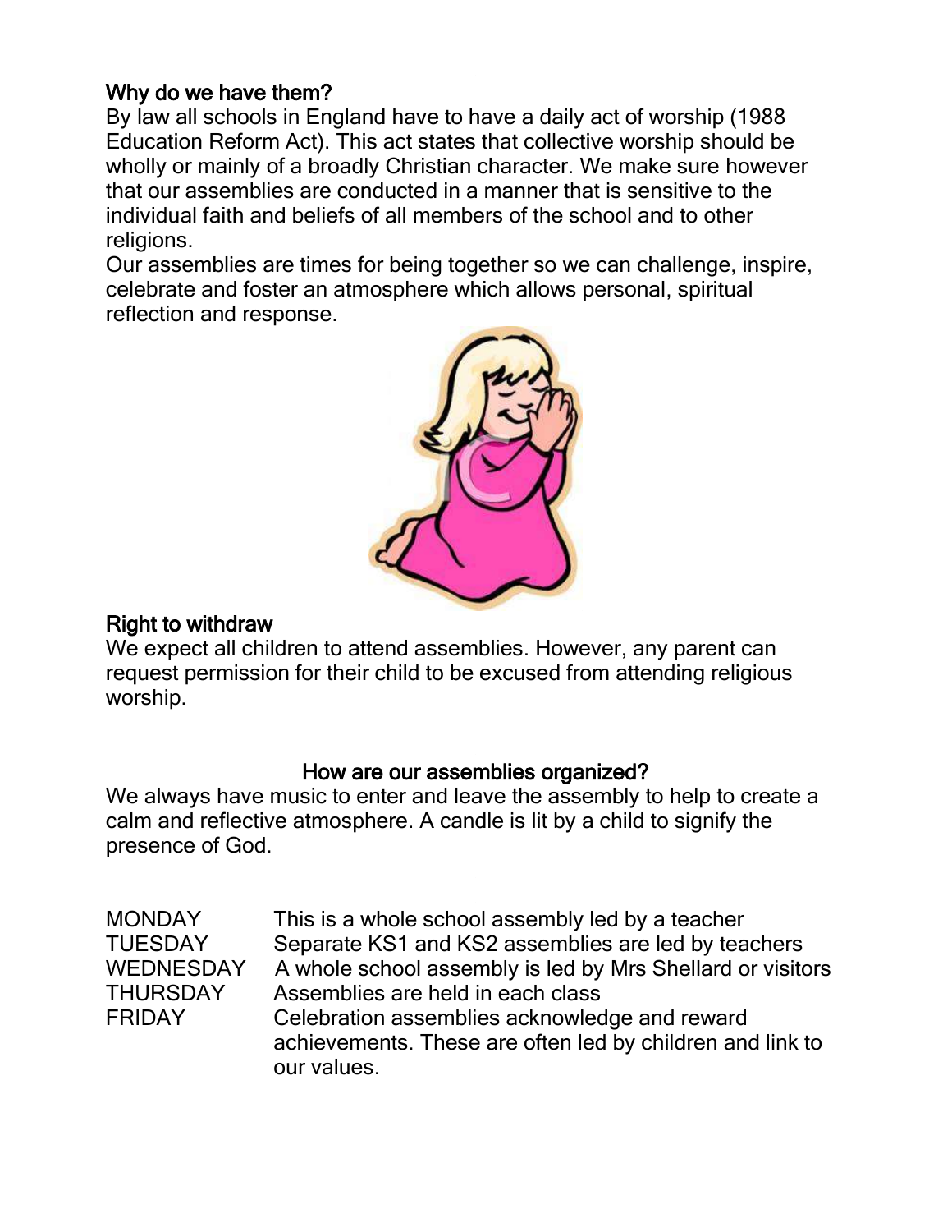## Why do we have them?

By law all schools in England have to have a daily act of worship (1988 Education Reform Act). This act states that collective worship should be wholly or mainly of a broadly Christian character. We make sure however that our assemblies are conducted in a manner that is sensitive to the individual faith and beliefs of all members of the school and to other religions.

Our assemblies are times for being together so we can challenge, inspire, celebrate and foster an atmosphere which allows personal, spiritual reflection and response.

## Right to withdraw

We expect all children to attend assemblies. However, any parent can request permission for their child to be excused from attending religious worship.

## How are our assemblies organized?

We always have music to enter and leave the assembly to help to create a calm and reflective atmosphere. A candle is lit by a child to signify the presence of God.

| | |
|---|---|
| MONDAY | This is a whole school assembly led by a teacher |
| TUESDAY | Separate KS1 and KS2 assemblies are led by teachers |
| WEDNESDAY | A whole school assembly is led by Mrs Shellard or visitors |
| THURSDAY | Assemblies are held in each class |
| FRIDAY | Celebration assemblies acknowledge and reward achievements. These are often led by children and link to our values. |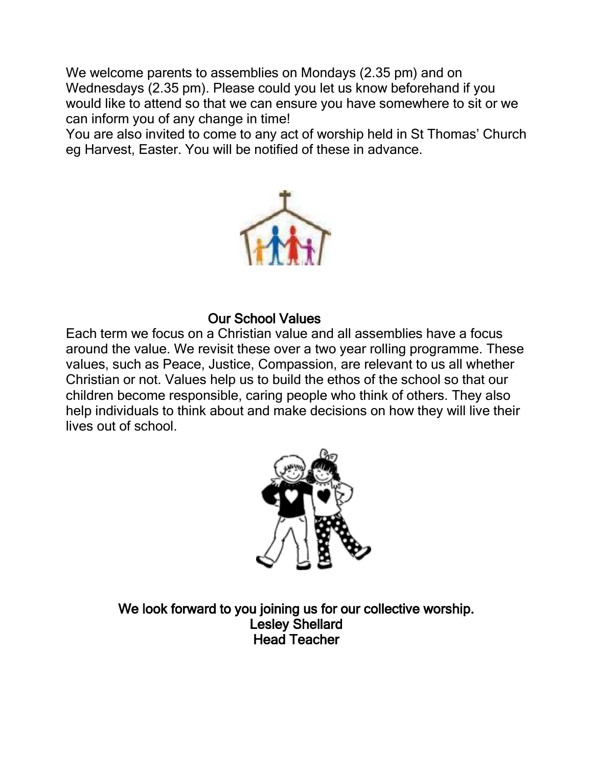We welcome parents to assemblies on Mondays (2.35 pm) and on Wednesdays (2.35 pm). Please could you let us know beforehand if you would like to attend so that we can ensure you have somewhere to sit or we can inform you of any change in time!

You are also invited to come to any act of worship held in St Thomas' Church eg Harvest, Easter. You will be notified of these in advance.

## Our School Values

Each term we focus on a Christian value and all assemblies have a focus around the value. We revisit these over a two year rolling programme. These values, such as Peace, Justice, Compassion, are relevant to us all whether Christian or not. Values help us to build the ethos of the school so that our children become responsible, caring people who think of others. They also help individuals to think about and make decisions on how they will live their lives out of school.

**We look forward to you joining us for our collective worship.**
**Lesley Shellard**
**Head Teacher**